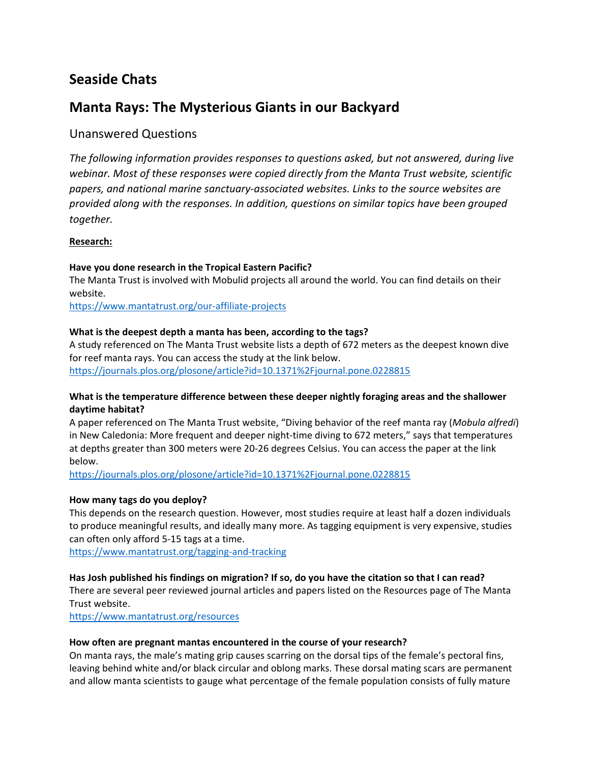## Seaside Chats

## Manta Rays: The Mysterious Giants in our Backyard

### Unanswered Questions

*The following information provides responses to questions asked, but not answered, during live webinar. Most of these responses were copied directly from the Manta Trust website, scientific papers, and national marine sanctuary-associated websites. Links to the source websites are provided along with the responses. In addition, questions on similar topics have been grouped together.*

**Research:**

**Have you done research in the Tropical Eastern Pacific?**
The Manta Trust is involved with Mobulid projects all around the world. You can find details on their website.
https://www.mantatrust.org/our-affiliate-projects

**What is the deepest depth a manta has been, according to the tags?**
A study referenced on The Manta Trust website lists a depth of 672 meters as the deepest known dive for reef manta rays. You can access the study at the link below.
https://journals.plos.org/plosone/article?id=10.1371%2Fjournal.pone.0228815

**What is the temperature difference between these deeper nightly foraging areas and the shallower daytime habitat?**
A paper referenced on The Manta Trust website, "Diving behavior of the reef manta ray (*Mobula alfredi*) in New Caledonia: More frequent and deeper night-time diving to 672 meters," says that temperatures at depths greater than 300 meters were 20-26 degrees Celsius. You can access the paper at the link below.
https://journals.plos.org/plosone/article?id=10.1371%2Fjournal.pone.0228815

**How many tags do you deploy?**
This depends on the research question. However, most studies require at least half a dozen individuals to produce meaningful results, and ideally many more. As tagging equipment is very expensive, studies can often only afford 5-15 tags at a time.
https://www.mantatrust.org/tagging-and-tracking

**Has Josh published his findings on migration? If so, do you have the citation so that I can read?**
There are several peer reviewed journal articles and papers listed on the Resources page of The Manta Trust website.
https://www.mantatrust.org/resources

**How often are pregnant mantas encountered in the course of your research?**
On manta rays, the male's mating grip causes scarring on the dorsal tips of the female's pectoral fins, leaving behind white and/or black circular and oblong marks. These dorsal mating scars are permanent and allow manta scientists to gauge what percentage of the female population consists of fully mature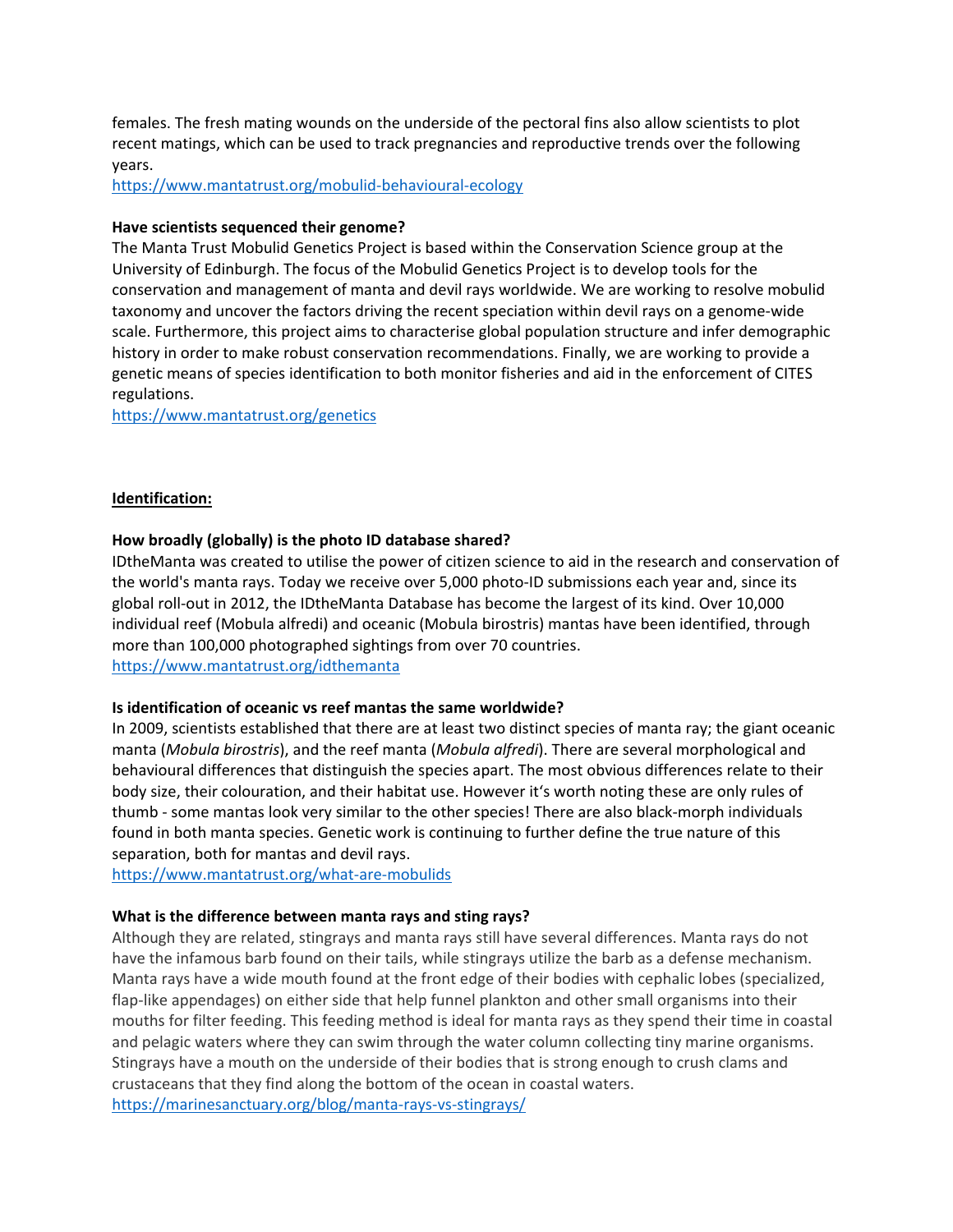females. The fresh mating wounds on the underside of the pectoral fins also allow scientists to plot recent matings, which can be used to track pregnancies and reproductive trends over the following years.
https://www.mantatrust.org/mobulid-behavioural-ecology

**Have scientists sequenced their genome?**
The Manta Trust Mobulid Genetics Project is based within the Conservation Science group at the University of Edinburgh. The focus of the Mobulid Genetics Project is to develop tools for the conservation and management of manta and devil rays worldwide. We are working to resolve mobulid taxonomy and uncover the factors driving the recent speciation within devil rays on a genome-wide scale. Furthermore, this project aims to characterise global population structure and infer demographic history in order to make robust conservation recommendations. Finally, we are working to provide a genetic means of species identification to both monitor fisheries and aid in the enforcement of CITES regulations.
https://www.mantatrust.org/genetics

**Identification:**

**How broadly (globally) is the photo ID database shared?**
IDtheManta was created to utilise the power of citizen science to aid in the research and conservation of the world's manta rays. Today we receive over 5,000 photo-ID submissions each year and, since its global roll-out in 2012, the IDtheManta Database has become the largest of its kind. Over 10,000 individual reef (Mobula alfredi) and oceanic (Mobula birostris) mantas have been identified, through more than 100,000 photographed sightings from over 70 countries.
https://www.mantatrust.org/idthemanta

**Is identification of oceanic vs reef mantas the same worldwide?**
In 2009, scientists established that there are at least two distinct species of manta ray; the giant oceanic manta (*Mobula birostris*), and the reef manta (*Mobula alfredi*). There are several morphological and behavioural differences that distinguish the species apart. The most obvious differences relate to their body size, their colouration, and their habitat use. However it's worth noting these are only rules of thumb - some mantas look very similar to the other species! There are also black-morph individuals found in both manta species. Genetic work is continuing to further define the true nature of this separation, both for mantas and devil rays.
https://www.mantatrust.org/what-are-mobulids

**What is the difference between manta rays and sting rays?**
Although they are related, stingrays and manta rays still have several differences. Manta rays do not have the infamous barb found on their tails, while stingrays utilize the barb as a defense mechanism. Manta rays have a wide mouth found at the front edge of their bodies with cephalic lobes (specialized, flap-like appendages) on either side that help funnel plankton and other small organisms into their mouths for filter feeding. This feeding method is ideal for manta rays as they spend their time in coastal and pelagic waters where they can swim through the water column collecting tiny marine organisms. Stingrays have a mouth on the underside of their bodies that is strong enough to crush clams and crustaceans that they find along the bottom of the ocean in coastal waters.
https://marinesanctuary.org/blog/manta-rays-vs-stingrays/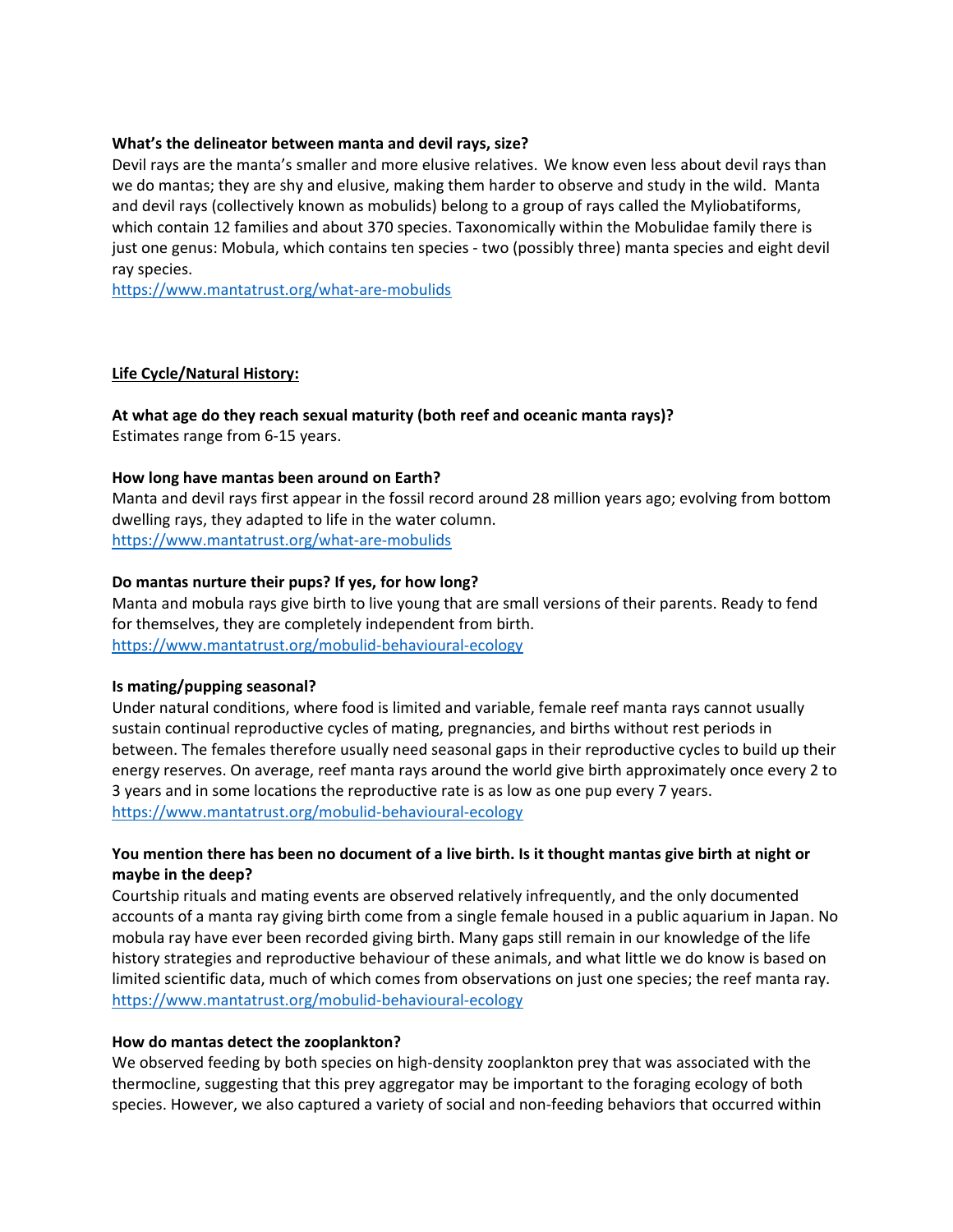**What's the delineator between manta and devil rays, size?**
Devil rays are the manta's smaller and more elusive relatives. We know even less about devil rays than we do mantas; they are shy and elusive, making them harder to observe and study in the wild. Manta and devil rays (collectively known as mobulids) belong to a group of rays called the Myliobatiforms, which contain 12 families and about 370 species. Taxonomically within the Mobulidae family there is just one genus: Mobula, which contains ten species - two (possibly three) manta species and eight devil ray species.
https://www.mantatrust.org/what-are-mobulids

**Life Cycle/Natural History:**

**At what age do they reach sexual maturity (both reef and oceanic manta rays)?**
Estimates range from 6-15 years.

**How long have mantas been around on Earth?**
Manta and devil rays first appear in the fossil record around 28 million years ago; evolving from bottom dwelling rays, they adapted to life in the water column.
https://www.mantatrust.org/what-are-mobulids

**Do mantas nurture their pups? If yes, for how long?**
Manta and mobula rays give birth to live young that are small versions of their parents. Ready to fend for themselves, they are completely independent from birth.
https://www.mantatrust.org/mobulid-behavioural-ecology

**Is mating/pupping seasonal?**
Under natural conditions, where food is limited and variable, female reef manta rays cannot usually sustain continual reproductive cycles of mating, pregnancies, and births without rest periods in between. The females therefore usually need seasonal gaps in their reproductive cycles to build up their energy reserves. On average, reef manta rays around the world give birth approximately once every 2 to 3 years and in some locations the reproductive rate is as low as one pup every 7 years.
https://www.mantatrust.org/mobulid-behavioural-ecology

**You mention there has been no document of a live birth. Is it thought mantas give birth at night or maybe in the deep?**
Courtship rituals and mating events are observed relatively infrequently, and the only documented accounts of a manta ray giving birth come from a single female housed in a public aquarium in Japan. No mobula ray have ever been recorded giving birth. Many gaps still remain in our knowledge of the life history strategies and reproductive behaviour of these animals, and what little we do know is based on limited scientific data, much of which comes from observations on just one species; the reef manta ray.
https://www.mantatrust.org/mobulid-behavioural-ecology

**How do mantas detect the zooplankton?**
We observed feeding by both species on high-density zooplankton prey that was associated with the thermocline, suggesting that this prey aggregator may be important to the foraging ecology of both species. However, we also captured a variety of social and non-feeding behaviors that occurred within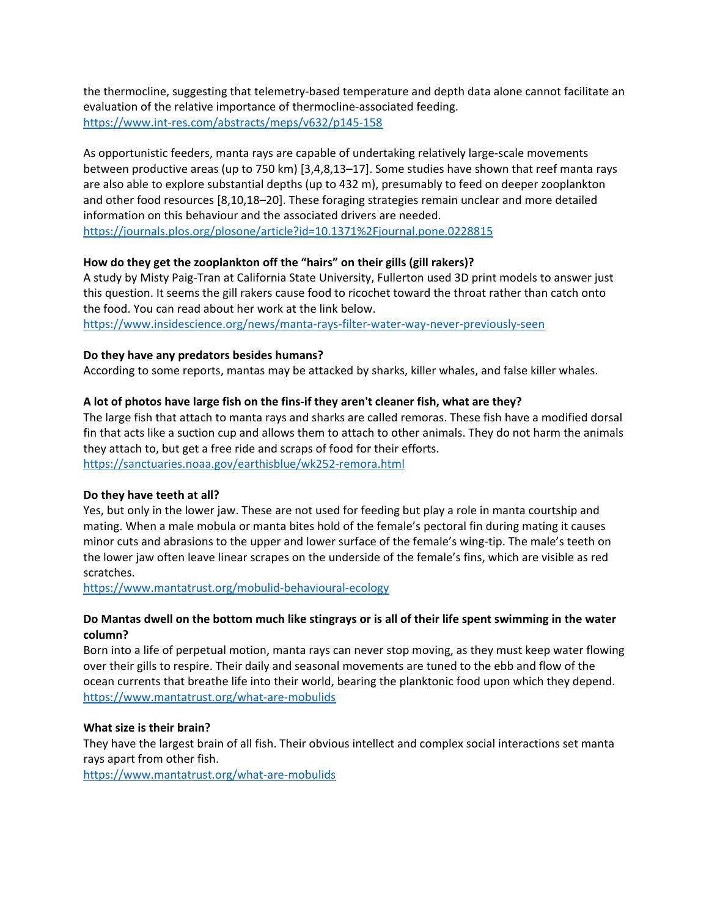the thermocline, suggesting that telemetry-based temperature and depth data alone cannot facilitate an evaluation of the relative importance of thermocline-associated feeding.
https://www.int-res.com/abstracts/meps/v632/p145-158

As opportunistic feeders, manta rays are capable of undertaking relatively large-scale movements between productive areas (up to 750 km) [3,4,8,13–17]. Some studies have shown that reef manta rays are also able to explore substantial depths (up to 432 m), presumably to feed on deeper zooplankton and other food resources [8,10,18–20]. These foraging strategies remain unclear and more detailed information on this behaviour and the associated drivers are needed.
https://journals.plos.org/plosone/article?id=10.1371%2Fjournal.pone.0228815

**How do they get the zooplankton off the "hairs" on their gills (gill rakers)?**
A study by Misty Paig-Tran at California State University, Fullerton used 3D print models to answer just this question. It seems the gill rakers cause food to ricochet toward the throat rather than catch onto the food. You can read about her work at the link below.
https://www.insidescience.org/news/manta-rays-filter-water-way-never-previously-seen

**Do they have any predators besides humans?**
According to some reports, mantas may be attacked by sharks, killer whales, and false killer whales.

**A lot of photos have large fish on the fins-if they aren't cleaner fish, what are they?**
The large fish that attach to manta rays and sharks are called remoras. These fish have a modified dorsal fin that acts like a suction cup and allows them to attach to other animals. They do not harm the animals they attach to, but get a free ride and scraps of food for their efforts.
https://sanctuaries.noaa.gov/earthisblue/wk252-remora.html

**Do they have teeth at all?**
Yes, but only in the lower jaw. These are not used for feeding but play a role in manta courtship and mating. When a male mobula or manta bites hold of the female's pectoral fin during mating it causes minor cuts and abrasions to the upper and lower surface of the female's wing-tip. The male's teeth on the lower jaw often leave linear scrapes on the underside of the female's fins, which are visible as red scratches.
https://www.mantatrust.org/mobulid-behavioural-ecology

**Do Mantas dwell on the bottom much like stingrays or is all of their life spent swimming in the water column?**
Born into a life of perpetual motion, manta rays can never stop moving, as they must keep water flowing over their gills to respire. Their daily and seasonal movements are tuned to the ebb and flow of the ocean currents that breathe life into their world, bearing the planktonic food upon which they depend.
https://www.mantatrust.org/what-are-mobulids

**What size is their brain?**
They have the largest brain of all fish. Their obvious intellect and complex social interactions set manta rays apart from other fish.
https://www.mantatrust.org/what-are-mobulids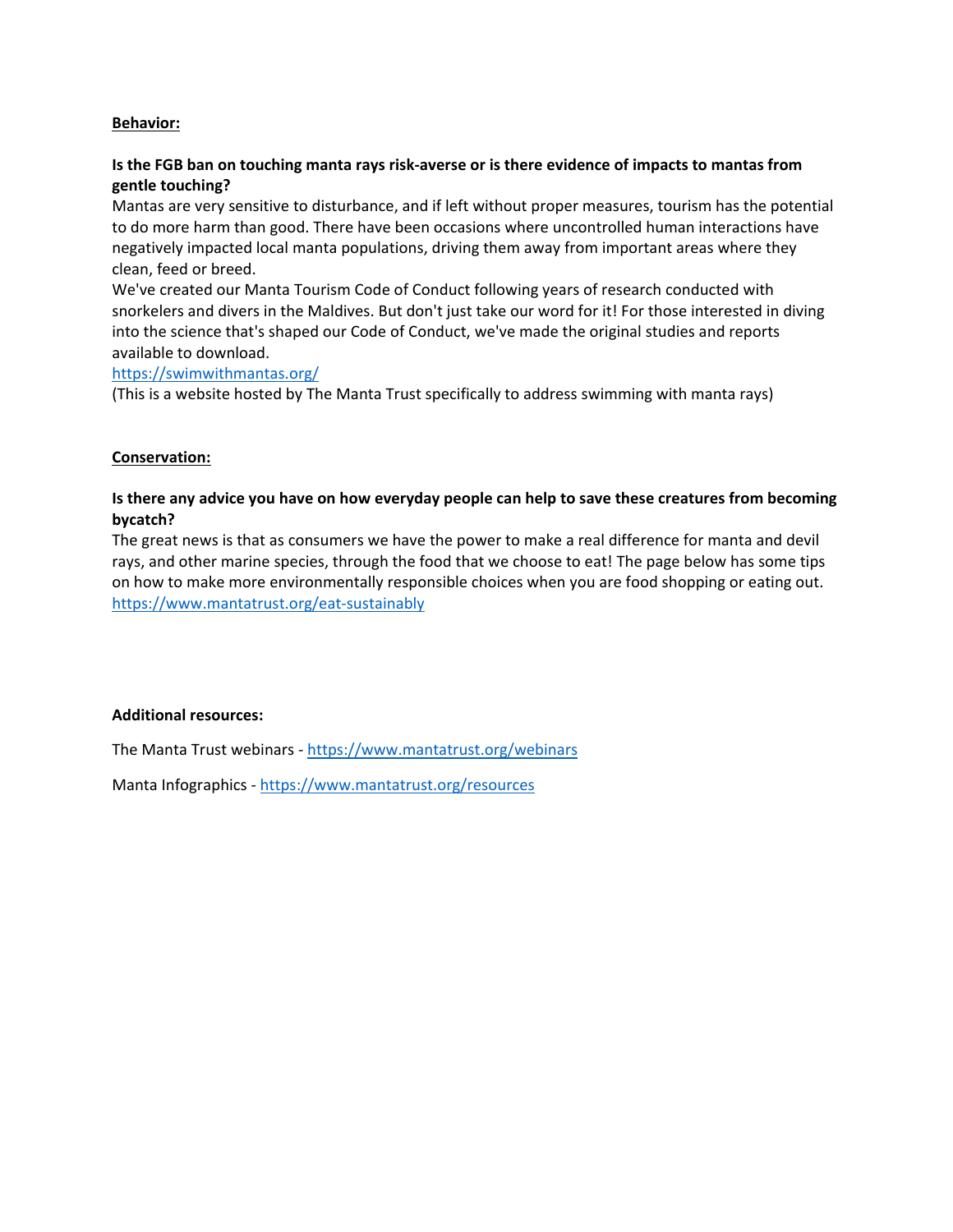**<u>Behavior:</u>**

**Is the FGB ban on touching manta rays risk-averse or is there evidence of impacts to mantas from gentle touching?**

Mantas are very sensitive to disturbance, and if left without proper measures, tourism has the potential to do more harm than good. There have been occasions where uncontrolled human interactions have negatively impacted local manta populations, driving them away from important areas where they clean, feed or breed.

We've created our Manta Tourism Code of Conduct following years of research conducted with snorkelers and divers in the Maldives. But don't just take our word for it! For those interested in diving into the science that's shaped our Code of Conduct, we've made the original studies and reports available to download.

https://swimwithmantas.org/

(This is a website hosted by The Manta Trust specifically to address swimming with manta rays)

**<u>Conservation:</u>**

**Is there any advice you have on how everyday people can help to save these creatures from becoming bycatch?**

The great news is that as consumers we have the power to make a real difference for manta and devil rays, and other marine species, through the food that we choose to eat! The page below has some tips on how to make more environmentally responsible choices when you are food shopping or eating out.

https://www.mantatrust.org/eat-sustainably

**Additional resources:**

The Manta Trust webinars - https://www.mantatrust.org/webinars

Manta Infographics - https://www.mantatrust.org/resources